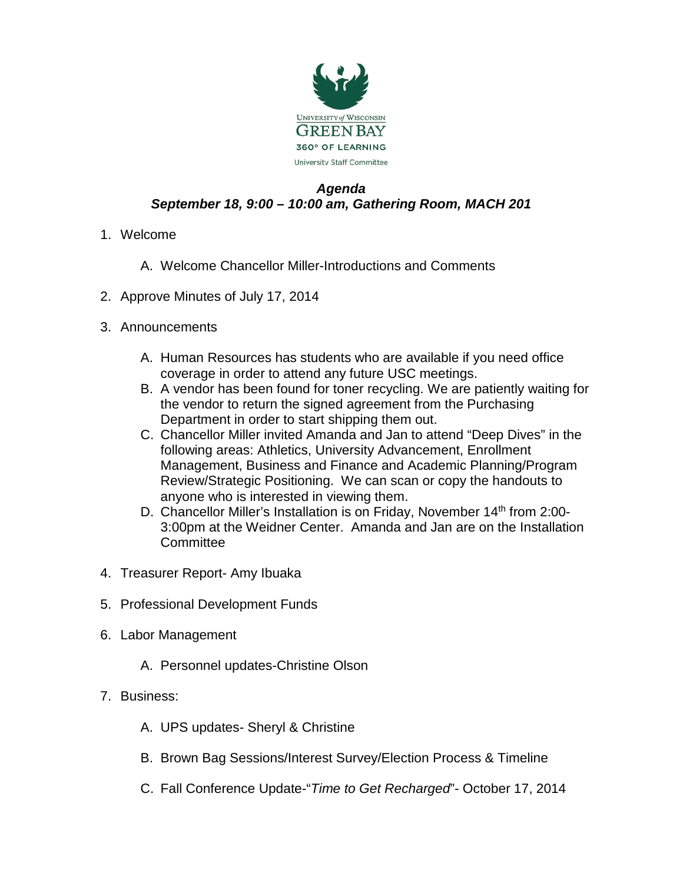University of Wisconsin
GREEN BAY
360° OF LEARNING
University Staff Committee

# *Agenda*
## *September 18, 9:00 – 10:00 am, Gathering Room, MACH 201*

1. Welcome

   A. Welcome Chancellor Miller-Introductions and Comments

2. Approve Minutes of July 17, 2014

3. Announcements

   A. Human Resources has students who are available if you need office coverage in order to attend any future USC meetings.
   B. A vendor has been found for toner recycling. We are patiently waiting for the vendor to return the signed agreement from the Purchasing Department in order to start shipping them out.
   C. Chancellor Miller invited Amanda and Jan to attend "Deep Dives" in the following areas: Athletics, University Advancement, Enrollment Management, Business and Finance and Academic Planning/Program Review/Strategic Positioning. We can scan or copy the handouts to anyone who is interested in viewing them.
   D. Chancellor Miller's Installation is on Friday, November 14th from 2:00-3:00pm at the Weidner Center. Amanda and Jan are on the Installation Committee

4. Treasurer Report- Amy Ibuaka

5. Professional Development Funds

6. Labor Management

   A. Personnel updates-Christine Olson

7. Business:

   A. UPS updates- Sheryl & Christine

   B. Brown Bag Sessions/Interest Survey/Election Process & Timeline

   C. Fall Conference Update-"*Time to Get Recharged*"- October 17, 2014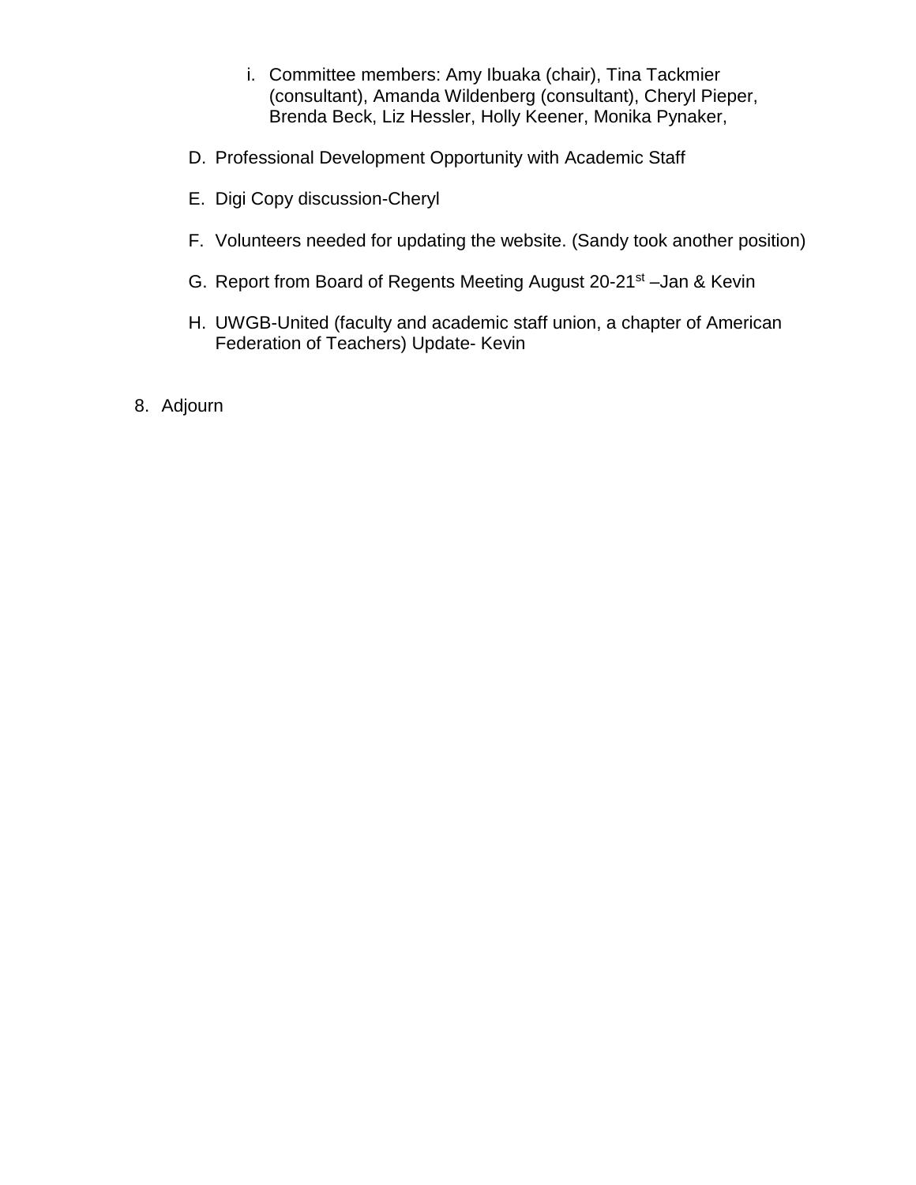i. Committee members: Amy Ibuaka (chair), Tina Tackmier (consultant), Amanda Wildenberg (consultant), Cheryl Pieper, Brenda Beck, Liz Hessler, Holly Keener, Monika Pynaker,

D. Professional Development Opportunity with Academic Staff

E. Digi Copy discussion-Cheryl

F. Volunteers needed for updating the website. (Sandy took another position)

G. Report from Board of Regents Meeting August 20-21st –Jan & Kevin

H. UWGB-United (faculty and academic staff union, a chapter of American Federation of Teachers) Update- Kevin

8. Adjourn